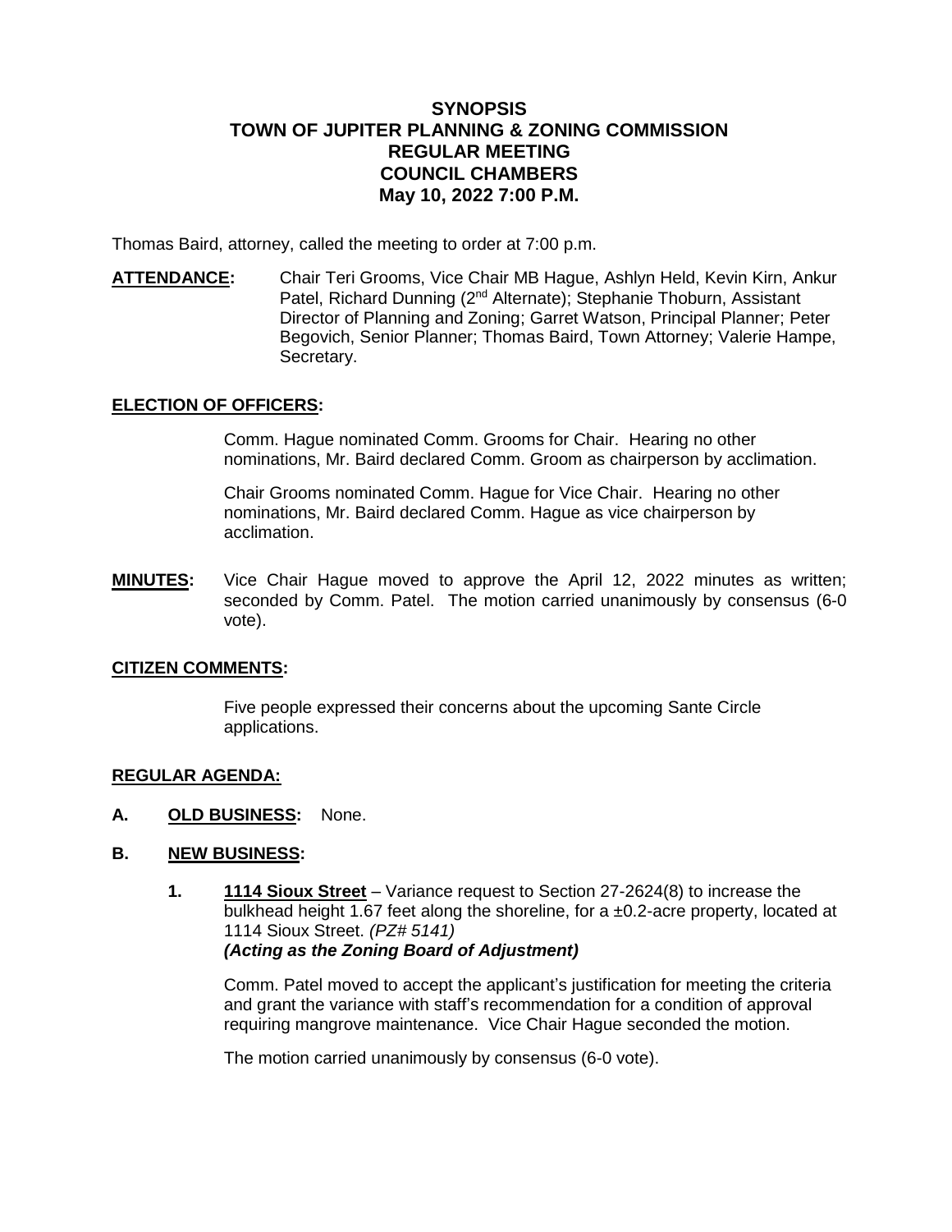# SYNOPSIS
# TOWN OF JUPITER PLANNING & ZONING COMMISSION
# REGULAR MEETING
# COUNCIL CHAMBERS
# May 10, 2022 7:00 P.M.

Thomas Baird, attorney, called the meeting to order at 7:00 p.m.

**ATTENDANCE:** Chair Teri Grooms, Vice Chair MB Hague, Ashlyn Held, Kevin Kirn, Ankur Patel, Richard Dunning (2nd Alternate); Stephanie Thoburn, Assistant Director of Planning and Zoning; Garret Watson, Principal Planner; Peter Begovich, Senior Planner; Thomas Baird, Town Attorney; Valerie Hampe, Secretary.

**ELECTION OF OFFICERS:**

Comm. Hague nominated Comm. Grooms for Chair. Hearing no other nominations, Mr. Baird declared Comm. Groom as chairperson by acclimation.

Chair Grooms nominated Comm. Hague for Vice Chair. Hearing no other nominations, Mr. Baird declared Comm. Hague as vice chairperson by acclimation.

**MINUTES:** Vice Chair Hague moved to approve the April 12, 2022 minutes as written; seconded by Comm. Patel. The motion carried unanimously by consensus (6-0 vote).

**CITIZEN COMMENTS:**

Five people expressed their concerns about the upcoming Sante Circle applications.

**REGULAR AGENDA:**

**A. OLD BUSINESS:** None.

**B. NEW BUSINESS:**

**1. 1114 Sioux Street** – Variance request to Section 27-2624(8) to increase the bulkhead height 1.67 feet along the shoreline, for a ±0.2-acre property, located at 1114 Sioux Street. *(PZ# 5141)*
***(Acting as the Zoning Board of Adjustment)***

Comm. Patel moved to accept the applicant's justification for meeting the criteria and grant the variance with staff's recommendation for a condition of approval requiring mangrove maintenance. Vice Chair Hague seconded the motion.

The motion carried unanimously by consensus (6-0 vote).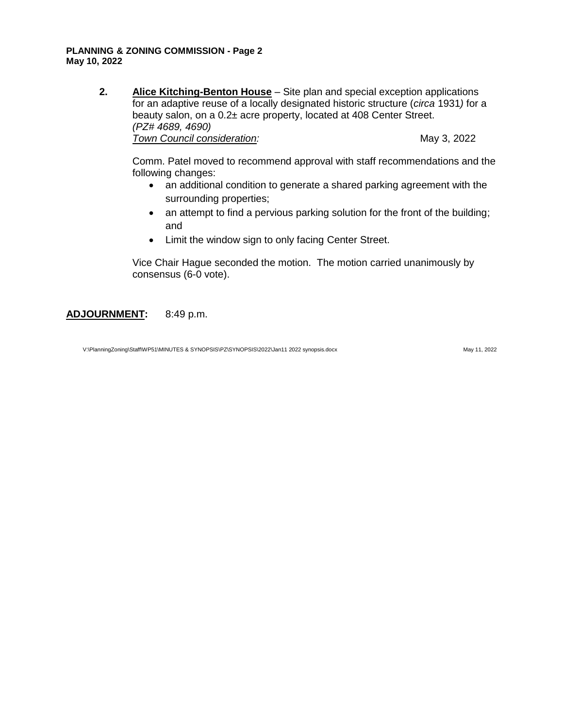**2.** **Alice Kitching-Benton House** – Site plan and special exception applications for an adaptive reuse of a locally designated historic structure (*circa* 1931*)* for a beauty salon, on a 0.2± acre property, located at 408 Center Street.
*(PZ# 4689, 4690)*
*Town Council consideration:* May 3, 2022

Comm. Patel moved to recommend approval with staff recommendations and the following changes:

- an additional condition to generate a shared parking agreement with the surrounding properties;
- an attempt to find a pervious parking solution for the front of the building; and
- Limit the window sign to only facing Center Street.

Vice Chair Hague seconded the motion. The motion carried unanimously by consensus (6-0 vote).

**ADJOURNMENT:** 8:49 p.m.

V:\PlanningZoning\Staff\WP51\MINUTES & SYNOPSIS\PZ\SYNOPSIS\2022\Jan11 2022 synopsis.docx May 11, 2022